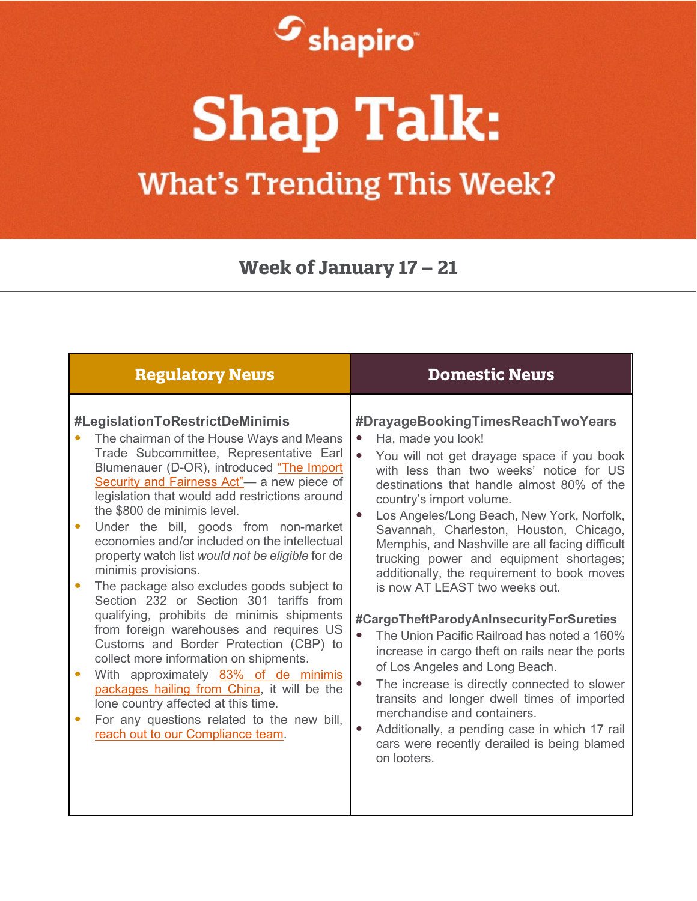# Shap Talk:

## What's Trending This Week?

### Week of January 17 – 21

## Regulatory News

**#LegislationToRestrictDeMinimis**

- The chairman of the House Ways and Means Trade Subcommittee, Representative Earl Blumenauer (D-OR), introduced "The Import Security and Fairness Act"— a new piece of legislation that would add restrictions around the $800 de minimis level.
- Under the bill, goods from non-market economies and/or included on the intellectual property watch list *would not be eligible* for de minimis provisions.
- The package also excludes goods subject to Section 232 or Section 301 tariffs from qualifying, prohibits de minimis shipments from foreign warehouses and requires US Customs and Border Protection (CBP) to collect more information on shipments.
- With approximately 83% of de minimis packages hailing from China, it will be the lone country affected at this time.
- For any questions related to the new bill, reach out to our Compliance team.

## Domestic News

**#DrayageBookingTimesReachTwoYears**

- Ha, made you look!
- You will not get drayage space if you book with less than two weeks' notice for US destinations that handle almost 80% of the country's import volume.
- Los Angeles/Long Beach, New York, Norfolk, Savannah, Charleston, Houston, Chicago, Memphis, and Nashville are all facing difficult trucking power and equipment shortages; additionally, the requirement to book moves is now AT LEAST two weeks out.

**#CargoTheftParodyAnInsecurityForSureties**

- The Union Pacific Railroad has noted a 160% increase in cargo theft on rails near the ports of Los Angeles and Long Beach.
- The increase is directly connected to slower transits and longer dwell times of imported merchandise and containers.
- Additionally, a pending case in which 17 rail cars were recently derailed is being blamed on looters.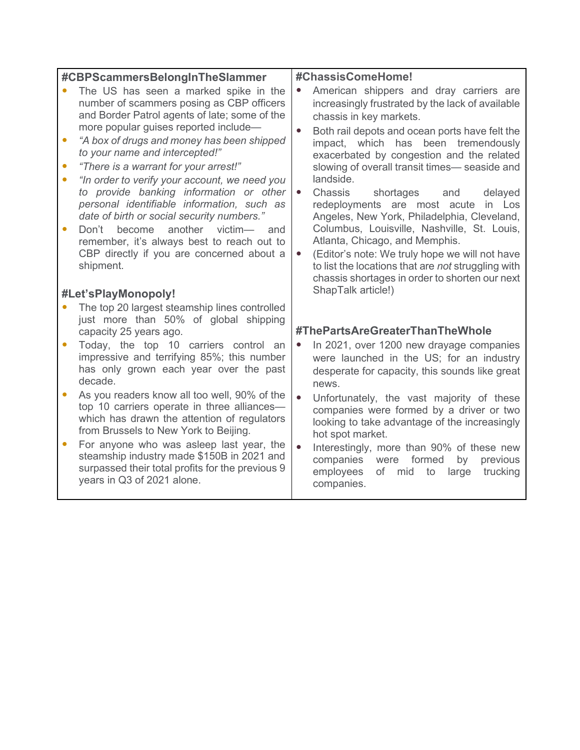### #CBPScammersBelongInTheSlammer

- The US has seen a marked spike in the number of scammers posing as CBP officers and Border Patrol agents of late; some of the more popular guises reported include—
- *"A box of drugs and money has been shipped to your name and intercepted!"*
- *"There is a warrant for your arrest!"*
- *"In order to verify your account, we need you to provide banking information or other personal identifiable information, such as date of birth or social security numbers."*
- Don't become another victim— and remember, it's always best to reach out to CBP directly if you are concerned about a shipment.

### #Let'sPlayMonopoly!

- The top 20 largest steamship lines controlled just more than 50% of global shipping capacity 25 years ago.
- Today, the top 10 carriers control an impressive and terrifying 85%; this number has only grown each year over the past decade.
- As you readers know all too well, 90% of the top 10 carriers operate in three alliances—which has drawn the attention of regulators from Brussels to New York to Beijing.
- For anyone who was asleep last year, the steamship industry made $150B in 2021 and surpassed their total profits for the previous 9 years in Q3 of 2021 alone.

### #ChassisComeHome!

- American shippers and dray carriers are increasingly frustrated by the lack of available chassis in key markets.
- Both rail depots and ocean ports have felt the impact, which has been tremendously exacerbated by congestion and the related slowing of overall transit times— seaside and landside.
- Chassis shortages and delayed redeployments are most acute in Los Angeles, New York, Philadelphia, Cleveland, Columbus, Louisville, Nashville, St. Louis, Atlanta, Chicago, and Memphis.
- (Editor's note: We truly hope we will not have to list the locations that are *not* struggling with chassis shortages in order to shorten our next ShapTalk article!)

### #ThePartsAreGreaterThanTheWhole

- In 2021, over 1200 new drayage companies were launched in the US; for an industry desperate for capacity, this sounds like great news.
- Unfortunately, the vast majority of these companies were formed by a driver or two looking to take advantage of the increasingly hot spot market.
- Interestingly, more than 90% of these new companies were formed by previous employees of mid to large trucking companies.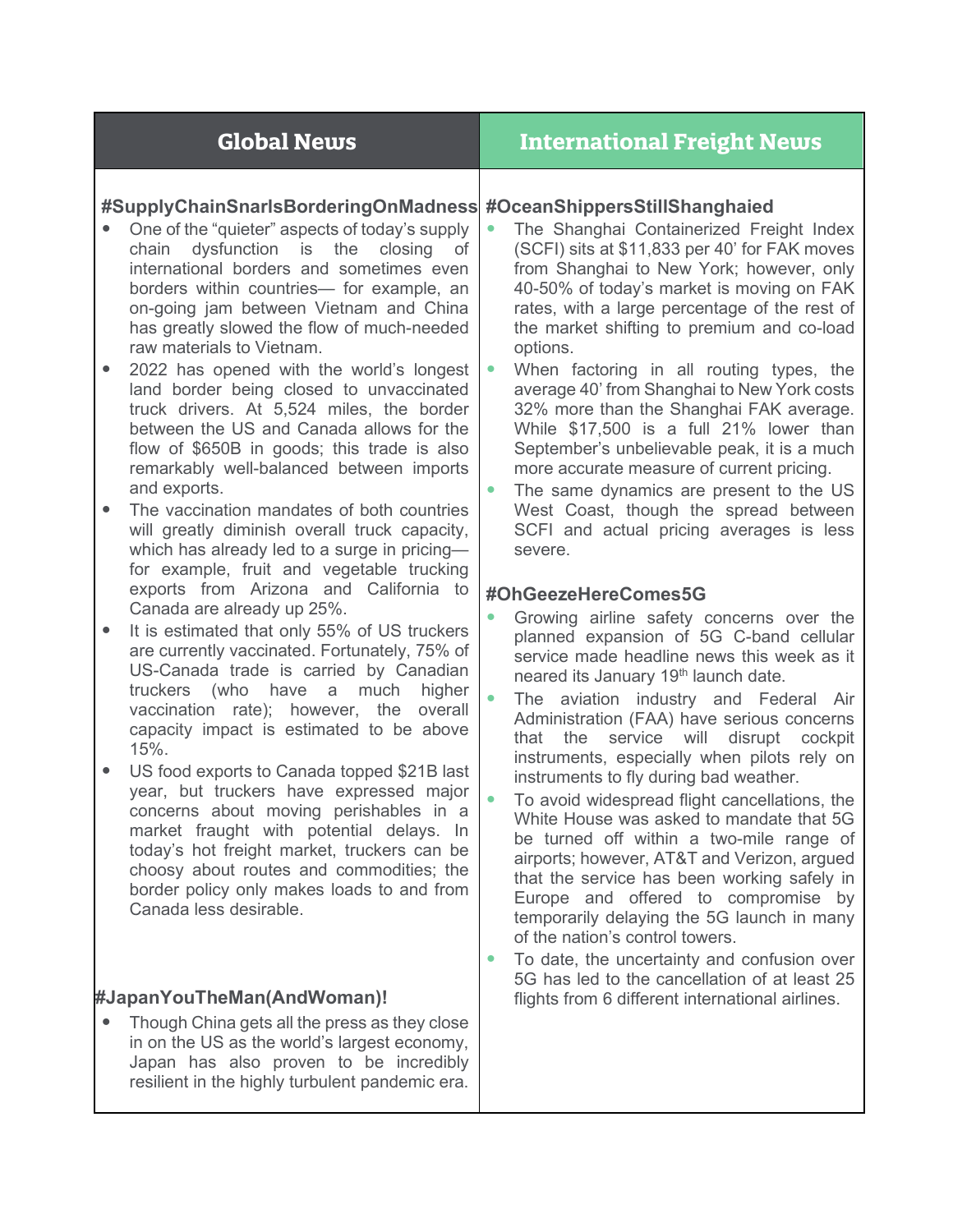## Global News

### #SupplyChainSnarlsBorderingOnMadness

- One of the "quieter" aspects of today's supply chain dysfunction is the closing of international borders and sometimes even borders within countries— for example, an on-going jam between Vietnam and China has greatly slowed the flow of much-needed raw materials to Vietnam.
- 2022 has opened with the world's longest land border being closed to unvaccinated truck drivers. At 5,524 miles, the border between the US and Canada allows for the flow of $650B in goods; this trade is also remarkably well-balanced between imports and exports.
- The vaccination mandates of both countries will greatly diminish overall truck capacity, which has already led to a surge in pricing— for example, fruit and vegetable trucking exports from Arizona and California to Canada are already up 25%.
- It is estimated that only 55% of US truckers are currently vaccinated. Fortunately, 75% of US-Canada trade is carried by Canadian truckers (who have a much higher vaccination rate); however, the overall capacity impact is estimated to be above 15%.
- US food exports to Canada topped $21B last year, but truckers have expressed major concerns about moving perishables in a market fraught with potential delays. In today's hot freight market, truckers can be choosy about routes and commodities; the border policy only makes loads to and from Canada less desirable.

### #JapanYouTheMan(AndWoman)!

- Though China gets all the press as they close in on the US as the world's largest economy, Japan has also proven to be incredibly resilient in the highly turbulent pandemic era.

## International Freight News

### #OceanShippersStillShanghaied

- The Shanghai Containerized Freight Index (SCFI) sits at $11,833 per 40' for FAK moves from Shanghai to New York; however, only 40-50% of today's market is moving on FAK rates, with a large percentage of the rest of the market shifting to premium and co-load options.
- When factoring in all routing types, the average 40' from Shanghai to New York costs 32% more than the Shanghai FAK average. While $17,500 is a full 21% lower than September's unbelievable peak, it is a much more accurate measure of current pricing.
- The same dynamics are present to the US West Coast, though the spread between SCFI and actual pricing averages is less severe.

### #OhGeezeHereComes5G

- Growing airline safety concerns over the planned expansion of 5G C-band cellular service made headline news this week as it neared its January 19th launch date.
- The aviation industry and Federal Air Administration (FAA) have serious concerns that the service will disrupt cockpit instruments, especially when pilots rely on instruments to fly during bad weather.
- To avoid widespread flight cancellations, the White House was asked to mandate that 5G be turned off within a two-mile range of airports; however, AT&T and Verizon, argued that the service has been working safely in Europe and offered to compromise by temporarily delaying the 5G launch in many of the nation's control towers.
- To date, the uncertainty and confusion over 5G has led to the cancellation of at least 25 flights from 6 different international airlines.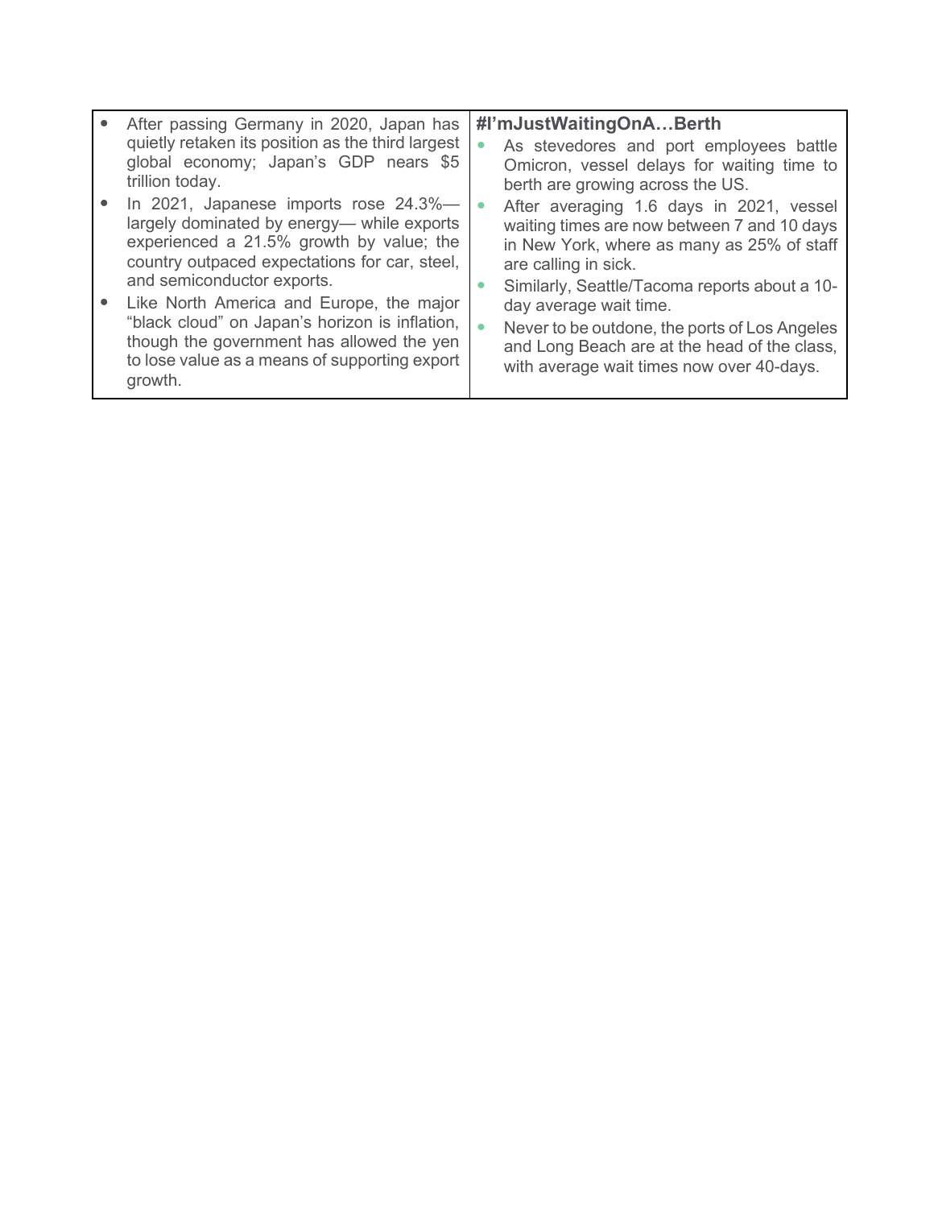- After passing Germany in 2020, Japan has quietly retaken its position as the third largest global economy; Japan's GDP nears $5 trillion today.
- In 2021, Japanese imports rose 24.3%— largely dominated by energy— while exports experienced a 21.5% growth by value; the country outpaced expectations for car, steel, and semiconductor exports.
- Like North America and Europe, the major "black cloud" on Japan's horizon is inflation, though the government has allowed the yen to lose value as a means of supporting export growth.

**#I'mJustWaitingOnA…Berth**

- As stevedores and port employees battle Omicron, vessel delays for waiting time to berth are growing across the US.
- After averaging 1.6 days in 2021, vessel waiting times are now between 7 and 10 days in New York, where as many as 25% of staff are calling in sick.
- Similarly, Seattle/Tacoma reports about a 10-day average wait time.
- Never to be outdone, the ports of Los Angeles and Long Beach are at the head of the class, with average wait times now over 40-days.